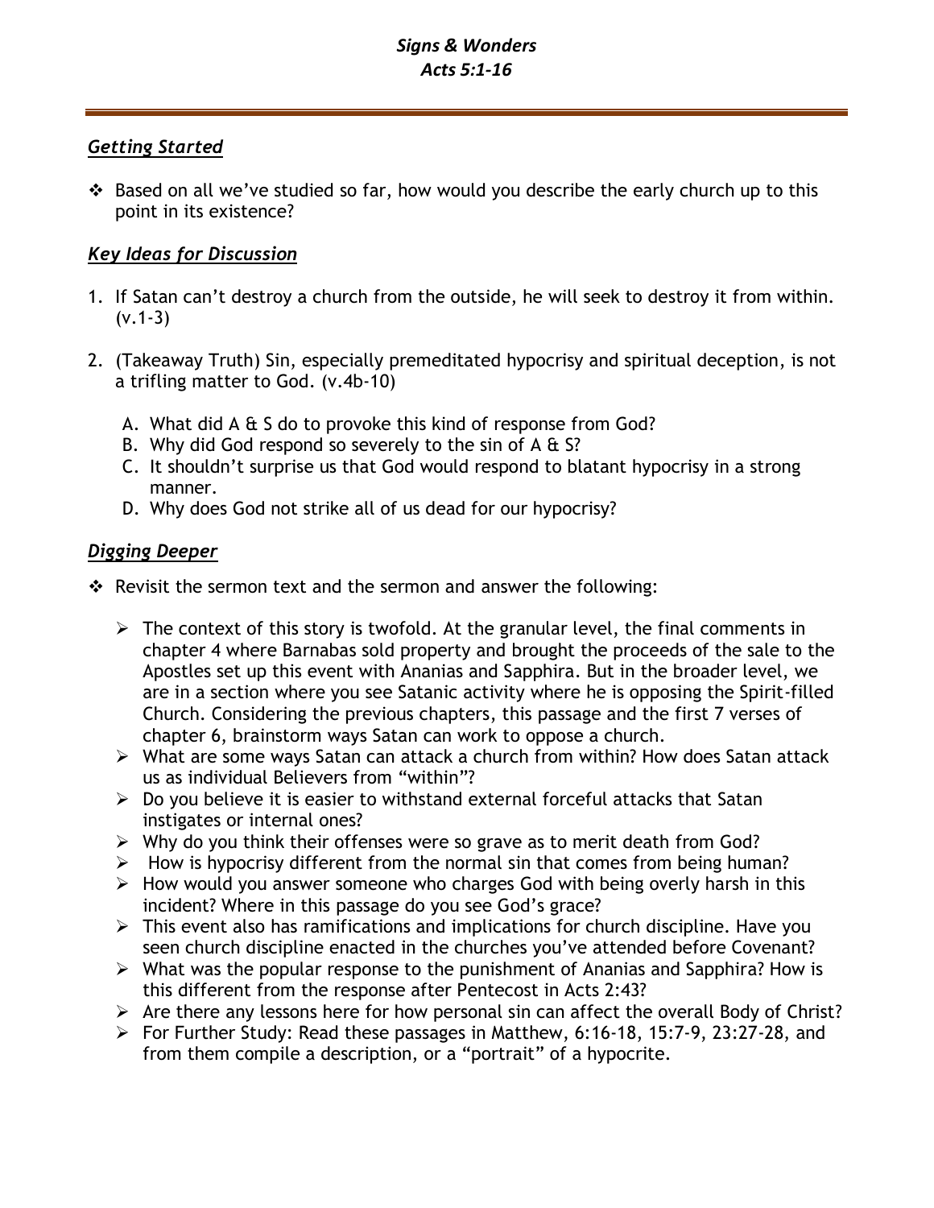# *Signs & Wonders*
# *Acts 5:1-16*

---

## ***Getting Started***

- Based on all we've studied so far, how would you describe the early church up to this point in its existence?

## ***Key Ideas for Discussion***

1. If Satan can't destroy a church from the outside, he will seek to destroy it from within. (v.1-3)

2. (Takeaway Truth) Sin, especially premeditated hypocrisy and spiritual deception, is not a trifling matter to God. (v.4b-10)

   A. What did A & S do to provoke this kind of response from God?
   B. Why did God respond so severely to the sin of A & S?
   C. It shouldn't surprise us that God would respond to blatant hypocrisy in a strong manner.
   D. Why does God not strike all of us dead for our hypocrisy?

## ***Digging Deeper***

- Revisit the sermon text and the sermon and answer the following:

  - The context of this story is twofold. At the granular level, the final comments in chapter 4 where Barnabas sold property and brought the proceeds of the sale to the Apostles set up this event with Ananias and Sapphira. But in the broader level, we are in a section where you see Satanic activity where he is opposing the Spirit-filled Church. Considering the previous chapters, this passage and the first 7 verses of chapter 6, brainstorm ways Satan can work to oppose a church.
  - What are some ways Satan can attack a church from within? How does Satan attack us as individual Believers from "within"?
  - Do you believe it is easier to withstand external forceful attacks that Satan instigates or internal ones?
  - Why do you think their offenses were so grave as to merit death from God?
  - How is hypocrisy different from the normal sin that comes from being human?
  - How would you answer someone who charges God with being overly harsh in this incident? Where in this passage do you see God's grace?
  - This event also has ramifications and implications for church discipline. Have you seen church discipline enacted in the churches you've attended before Covenant?
  - What was the popular response to the punishment of Ananias and Sapphira? How is this different from the response after Pentecost in Acts 2:43?
  - Are there any lessons here for how personal sin can affect the overall Body of Christ?
  - For Further Study: Read these passages in Matthew, 6:16-18, 15:7-9, 23:27-28, and from them compile a description, or a "portrait" of a hypocrite.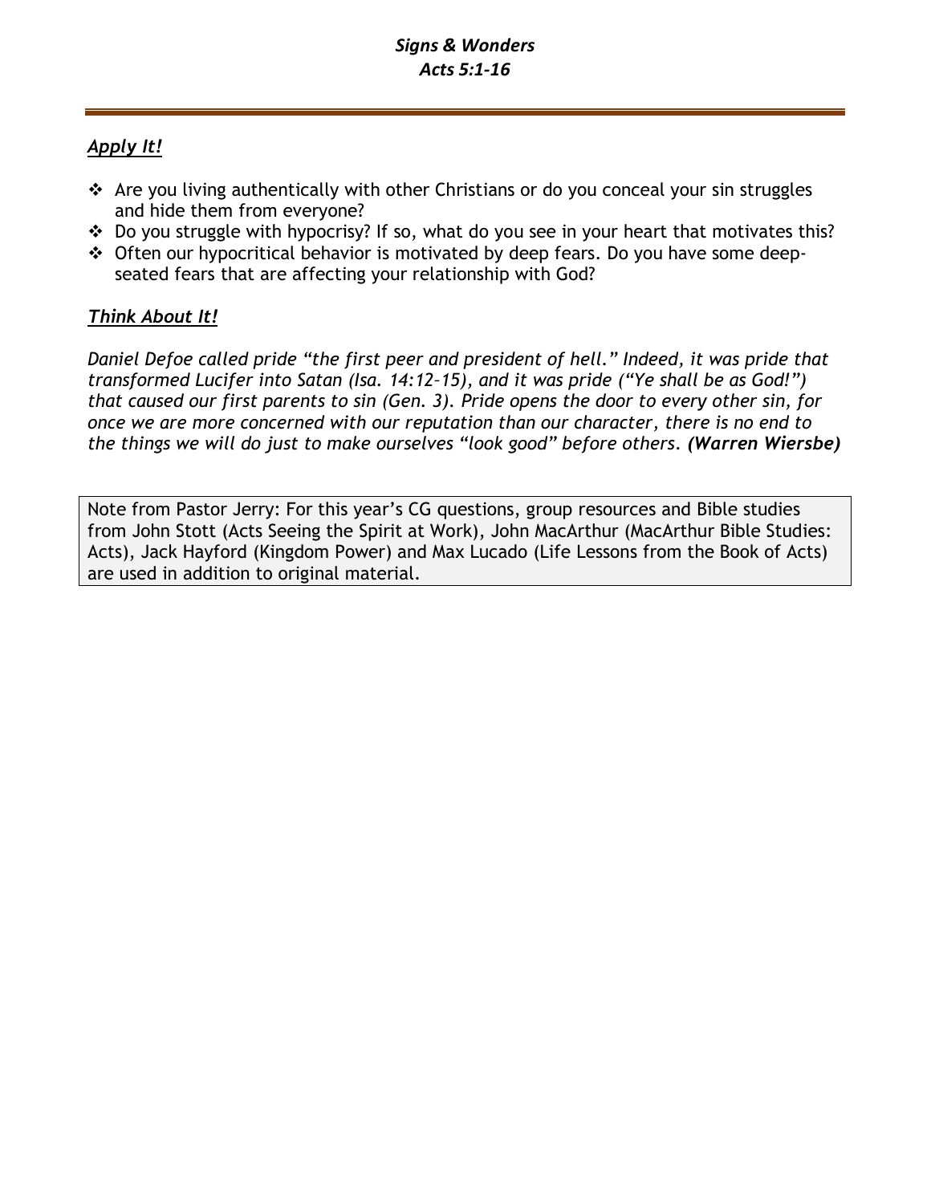## *Apply It!*

- Are you living authentically with other Christians or do you conceal your sin struggles and hide them from everyone?
- Do you struggle with hypocrisy? If so, what do you see in your heart that motivates this?
- Often our hypocritical behavior is motivated by deep fears. Do you have some deep-seated fears that are affecting your relationship with God?

## *Think About It!*

*Daniel Defoe called pride "the first peer and president of hell." Indeed, it was pride that transformed Lucifer into Satan (Isa. 14:12–15), and it was pride ("Ye shall be as God!") that caused our first parents to sin (Gen. 3). Pride opens the door to every other sin, for once we are more concerned with our reputation than our character, there is no end to the things we will do just to make ourselves "look good" before others.* ***(Warren Wiersbe)***

Note from Pastor Jerry: For this year's CG questions, group resources and Bible studies from John Stott (Acts Seeing the Spirit at Work), John MacArthur (MacArthur Bible Studies: Acts), Jack Hayford (Kingdom Power) and Max Lucado (Life Lessons from the Book of Acts) are used in addition to original material.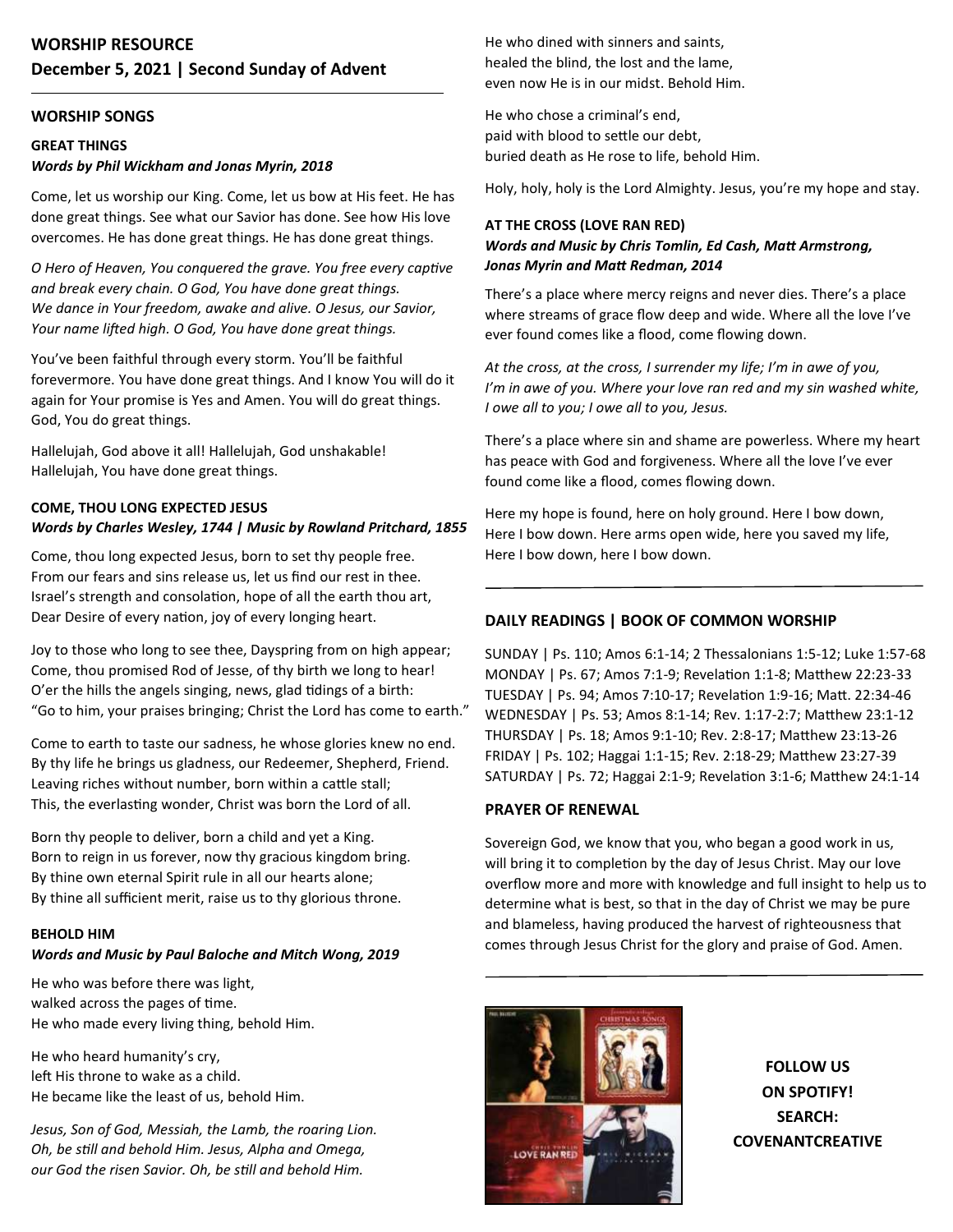**WORSHIP RESOURCE**
**December 5, 2021 | Second Sunday of Advent**

## WORSHIP SONGS

### GREAT THINGS
***Words by Phil Wickham and Jonas Myrin, 2018***

Come, let us worship our King. Come, let us bow at His feet. He has done great things. See what our Savior has done. See how His love overcomes. He has done great things. He has done great things.

*O Hero of Heaven, You conquered the grave. You free every captive and break every chain. O God, You have done great things. We dance in Your freedom, awake and alive. O Jesus, our Savior, Your name lifted high. O God, You have done great things.*

You've been faithful through every storm. You'll be faithful forevermore. You have done great things. And I know You will do it again for Your promise is Yes and Amen. You will do great things. God, You do great things.

Hallelujah, God above it all! Hallelujah, God unshakable! Hallelujah, You have done great things.

### COME, THOU LONG EXPECTED JESUS
***Words by Charles Wesley, 1744 | Music by Rowland Pritchard, 1855***

Come, thou long expected Jesus, born to set thy people free.
From our fears and sins release us, let us find our rest in thee.
Israel's strength and consolation, hope of all the earth thou art,
Dear Desire of every nation, joy of every longing heart.

Joy to those who long to see thee, Dayspring from on high appear;
Come, thou promised Rod of Jesse, of thy birth we long to hear!
O'er the hills the angels singing, news, glad tidings of a birth:
"Go to him, your praises bringing; Christ the Lord has come to earth."

Come to earth to taste our sadness, he whose glories knew no end.
By thy life he brings us gladness, our Redeemer, Shepherd, Friend.
Leaving riches without number, born within a cattle stall;
This, the everlasting wonder, Christ was born the Lord of all.

Born thy people to deliver, born a child and yet a King.
Born to reign in us forever, now thy gracious kingdom bring.
By thine own eternal Spirit rule in all our hearts alone;
By thine all sufficient merit, raise us to thy glorious throne.

### BEHOLD HIM
***Words and Music by Paul Baloche and Mitch Wong, 2019***

He who was before there was light,
walked across the pages of time.
He who made every living thing, behold Him.

He who heard humanity's cry,
left His throne to wake as a child.
He became like the least of us, behold Him.

*Jesus, Son of God, Messiah, the Lamb, the roaring Lion.*
*Oh, be still and behold Him. Jesus, Alpha and Omega,*
*our God the risen Savior. Oh, be still and behold Him.*

He who dined with sinners and saints,
healed the blind, the lost and the lame,
even now He is in our midst. Behold Him.

He who chose a criminal's end,
paid with blood to settle our debt,
buried death as He rose to life, behold Him.

Holy, holy, holy is the Lord Almighty. Jesus, you're my hope and stay.

### AT THE CROSS (LOVE RAN RED)
***Words and Music by Chris Tomlin, Ed Cash, Matt Armstrong, Jonas Myrin and Matt Redman, 2014***

There's a place where mercy reigns and never dies. There's a place where streams of grace flow deep and wide. Where all the love I've ever found comes like a flood, come flowing down.

*At the cross, at the cross, I surrender my life; I'm in awe of you, I'm in awe of you. Where your love ran red and my sin washed white, I owe all to you; I owe all to you, Jesus.*

There's a place where sin and shame are powerless. Where my heart has peace with God and forgiveness. Where all the love I've ever found come like a flood, comes flowing down.

Here my hope is found, here on holy ground. Here I bow down, Here I bow down. Here arms open wide, here you saved my life, Here I bow down, here I bow down.

---

## DAILY READINGS | BOOK OF COMMON WORSHIP

SUNDAY | Ps. 110; Amos 6:1-14; 2 Thessalonians 1:5-12; Luke 1:57-68
MONDAY | Ps. 67; Amos 7:1-9; Revelation 1:1-8; Matthew 22:23-33
TUESDAY | Ps. 94; Amos 7:10-17; Revelation 1:9-16; Matt. 22:34-46
WEDNESDAY | Ps. 53; Amos 8:1-14; Rev. 1:17-2:7; Matthew 23:1-12
THURSDAY | Ps. 18; Amos 9:1-10; Rev. 2:8-17; Matthew 23:13-26
FRIDAY | Ps. 102; Haggai 1:1-15; Rev. 2:18-29; Matthew 23:27-39
SATURDAY | Ps. 72; Haggai 2:1-9; Revelation 3:1-6; Matthew 24:1-14

## PRAYER OF RENEWAL

Sovereign God, we know that you, who began a good work in us, will bring it to completion by the day of Jesus Christ. May our love overflow more and more with knowledge and full insight to help us to determine what is best, so that in the day of Christ we may be pure and blameless, having produced the harvest of righteousness that comes through Jesus Christ for the glory and praise of God. Amen.

---

**FOLLOW US ON SPOTIFY! SEARCH: COVENANTCREATIVE**